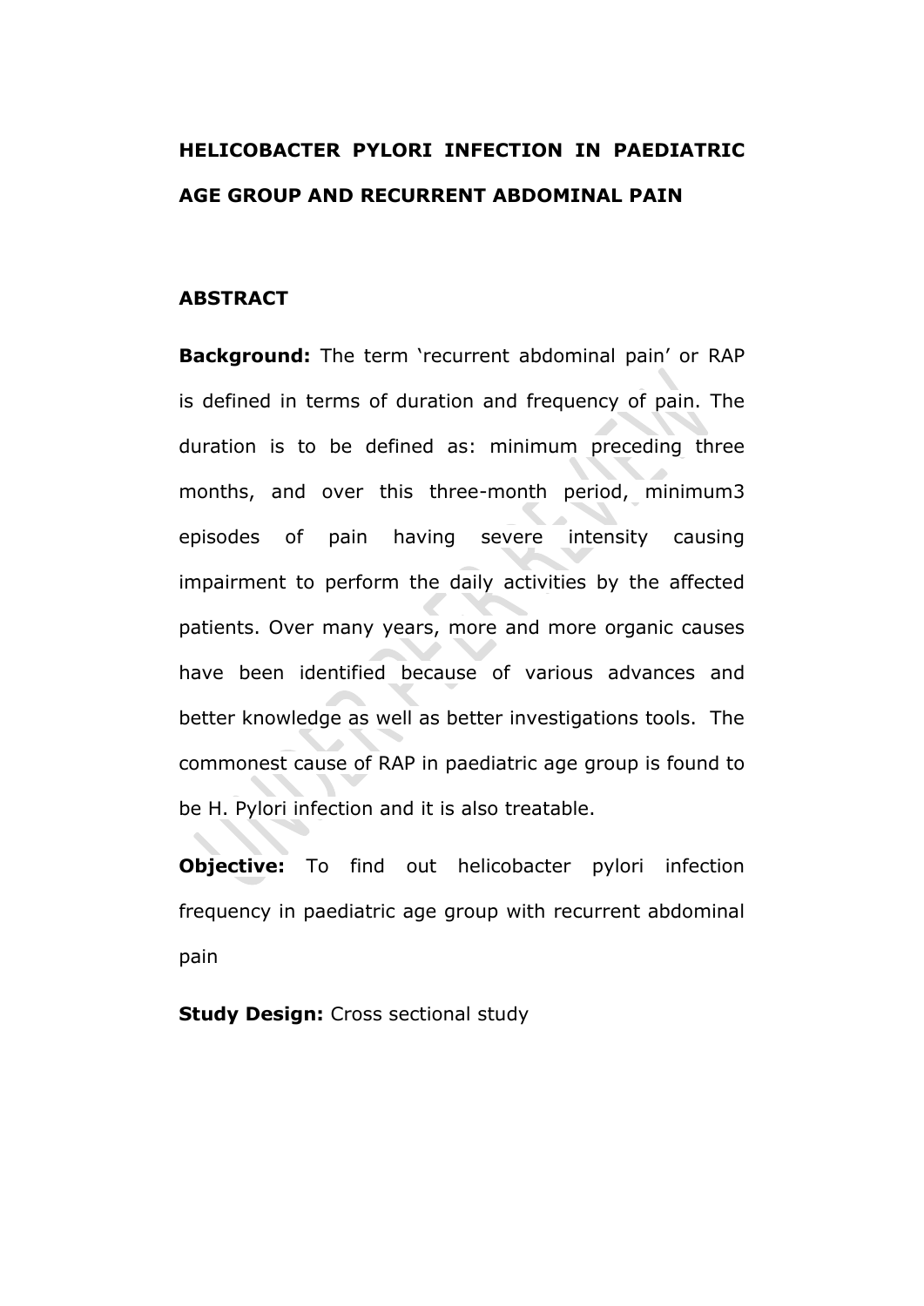# HELICOBACTER PYLORI INFECTION IN PAEDIATRIC AGE GROUP AND RECURRENT ABDOMINAL PAIN

## ABSTRACT

**Background:** The term 'recurrent abdominal pain' or RAP is defined in terms of duration and frequency of pain. The duration is to be defined as: minimum preceding three months, and over this three-month period, minimum3 episodes of pain having severe intensity causing impairment to perform the daily activities by the affected patients. Over many years, more and more organic causes have been identified because of various advances and better knowledge as well as better investigations tools. The commonest cause of RAP in paediatric age group is found to be H. Pylori infection and it is also treatable.

**Objective:** To find out helicobacter pylori infection frequency in paediatric age group with recurrent abdominal pain

**Study Design:** Cross sectional study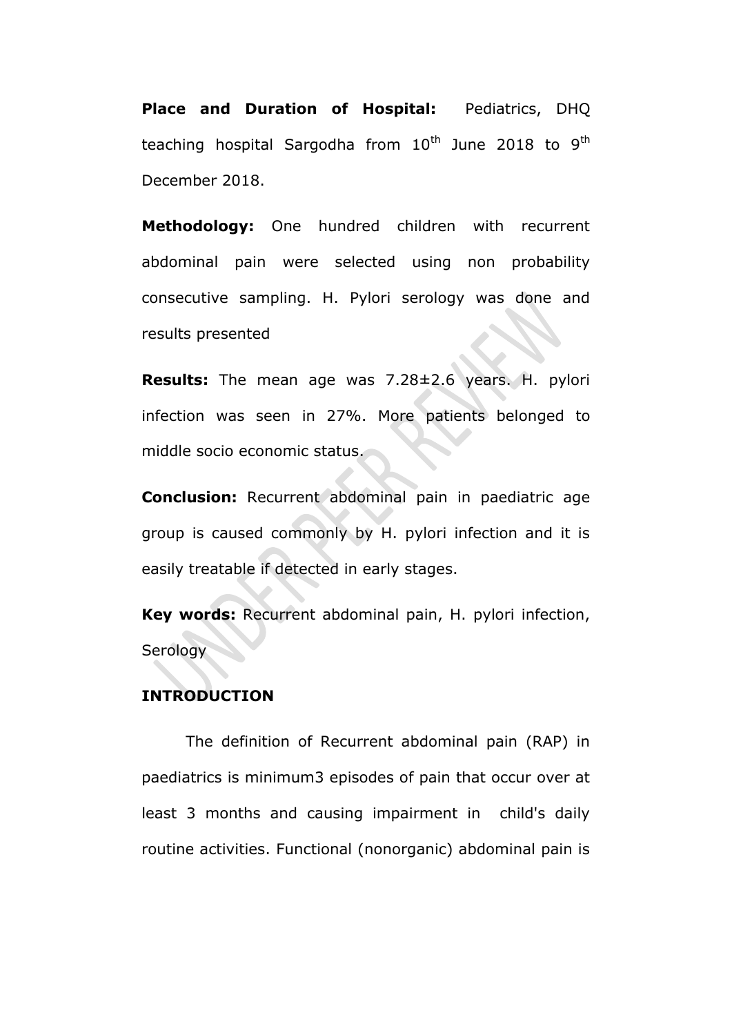**Place and Duration of Hospital:** Pediatrics, DHQ teaching hospital Sargodha from 10th June 2018 to 9th December 2018.

**Methodology:** One hundred children with recurrent abdominal pain were selected using non probability consecutive sampling. H. Pylori serology was done and results presented

**Results:** The mean age was 7.28±2.6 years. H. pylori infection was seen in 27%. More patients belonged to middle socio economic status.

**Conclusion:** Recurrent abdominal pain in paediatric age group is caused commonly by H. pylori infection and it is easily treatable if detected in early stages.

**Key words:** Recurrent abdominal pain, H. pylori infection, Serology

## INTRODUCTION

The definition of Recurrent abdominal pain (RAP) in paediatrics is minimum3 episodes of pain that occur over at least 3 months and causing impairment in child's daily routine activities. Functional (nonorganic) abdominal pain is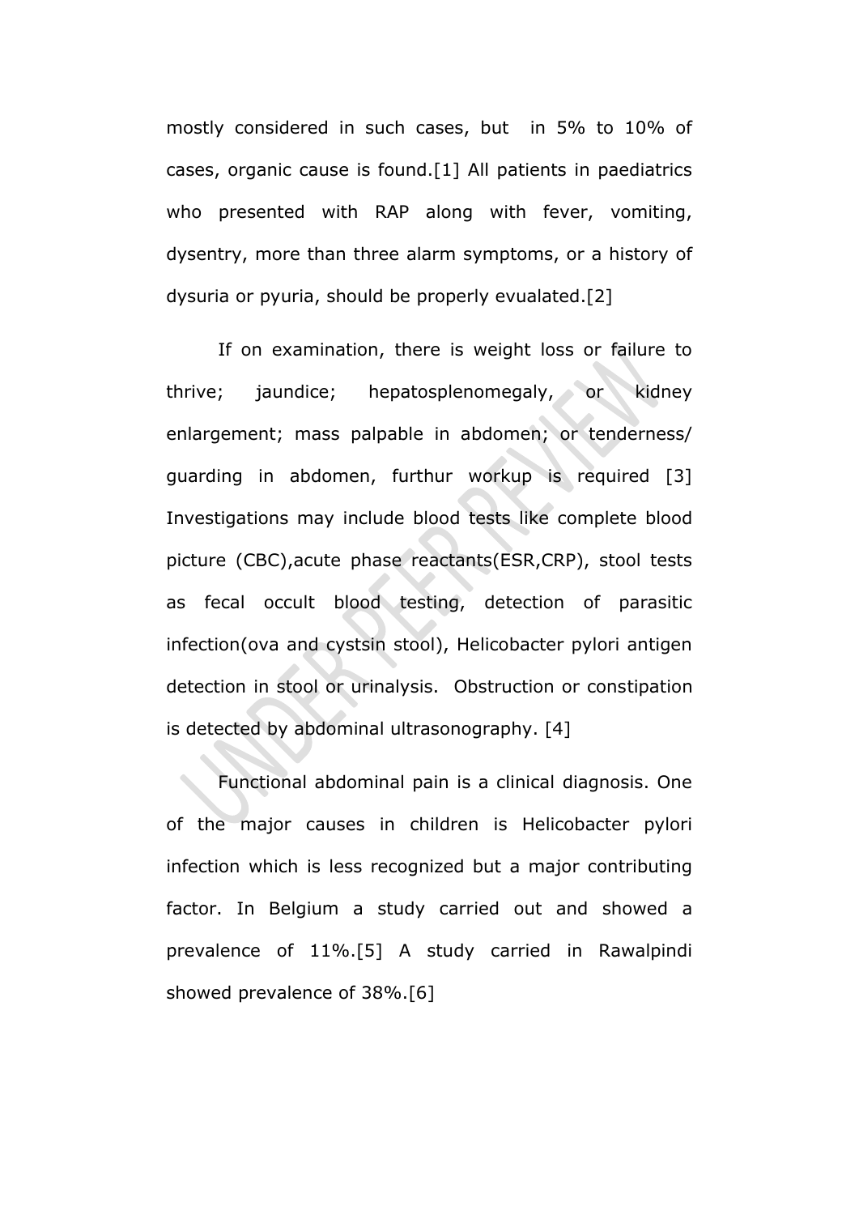mostly considered in such cases, but in 5% to 10% of cases, organic cause is found.[1] All patients in paediatrics who presented with RAP along with fever, vomiting, dysentry, more than three alarm symptoms, or a history of dysuria or pyuria, should be properly evualated.[2]

If on examination, there is weight loss or failure to thrive; jaundice; hepatosplenomegaly, or kidney enlargement; mass palpable in abdomen; or tenderness/ guarding in abdomen, furthur workup is required [3] Investigations may include blood tests like complete blood picture (CBC),acute phase reactants(ESR,CRP), stool tests as fecal occult blood testing, detection of parasitic infection(ova and cystsin stool), Helicobacter pylori antigen detection in stool or urinalysis. Obstruction or constipation is detected by abdominal ultrasonography. [4]

Functional abdominal pain is a clinical diagnosis. One of the major causes in children is Helicobacter pylori infection which is less recognized but a major contributing factor. In Belgium a study carried out and showed a prevalence of 11%.[5] A study carried in Rawalpindi showed prevalence of 38%.[6]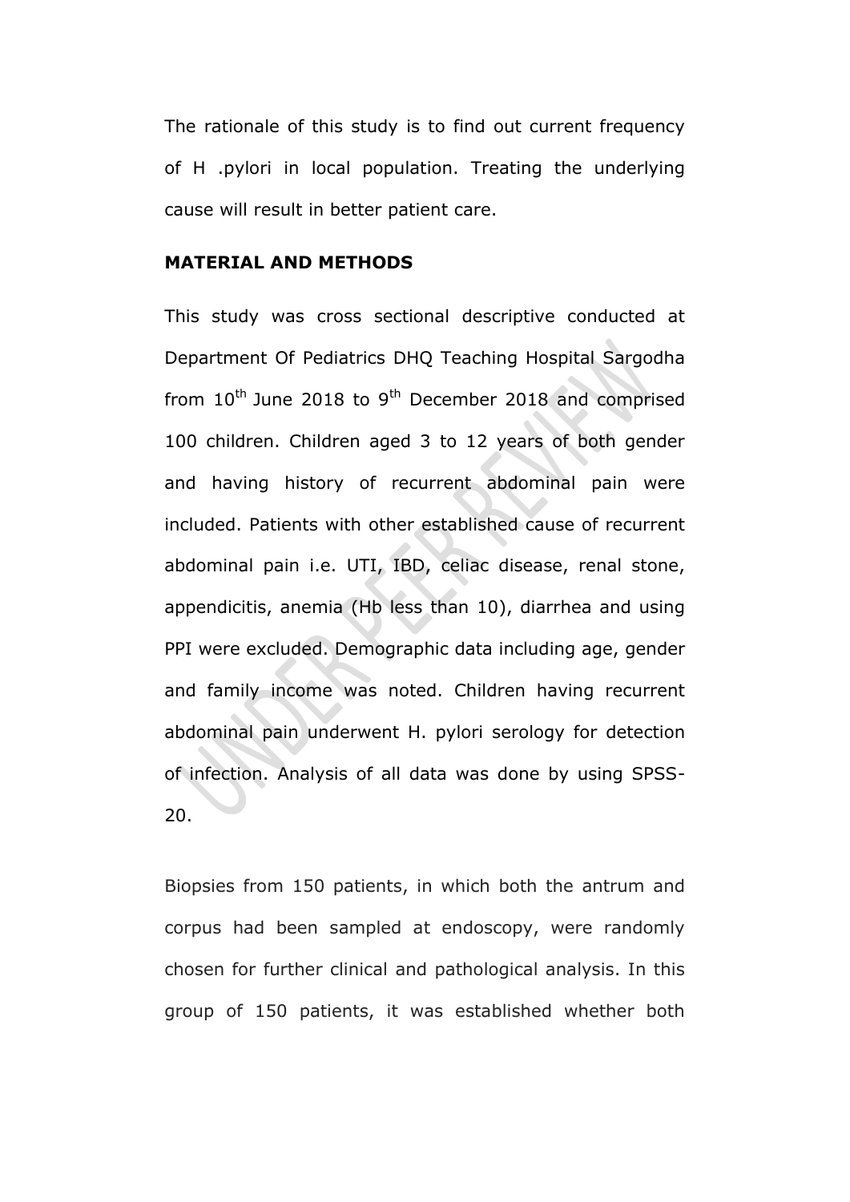The rationale of this study is to find out current frequency of H .pylori in local population. Treating the underlying cause will result in better patient care.

**MATERIAL AND METHODS**

This study was cross sectional descriptive conducted at Department Of Pediatrics DHQ Teaching Hospital Sargodha from 10th June 2018 to 9th December 2018 and comprised 100 children. Children aged 3 to 12 years of both gender and having history of recurrent abdominal pain were included. Patients with other established cause of recurrent abdominal pain i.e. UTI, IBD, celiac disease, renal stone, appendicitis, anemia (Hb less than 10), diarrhea and using PPI were excluded. Demographic data including age, gender and family income was noted. Children having recurrent abdominal pain underwent H. pylori serology for detection of infection. Analysis of all data was done by using SPSS-20.

Biopsies from 150 patients, in which both the antrum and corpus had been sampled at endoscopy, were randomly chosen for further clinical and pathological analysis. In this group of 150 patients, it was established whether both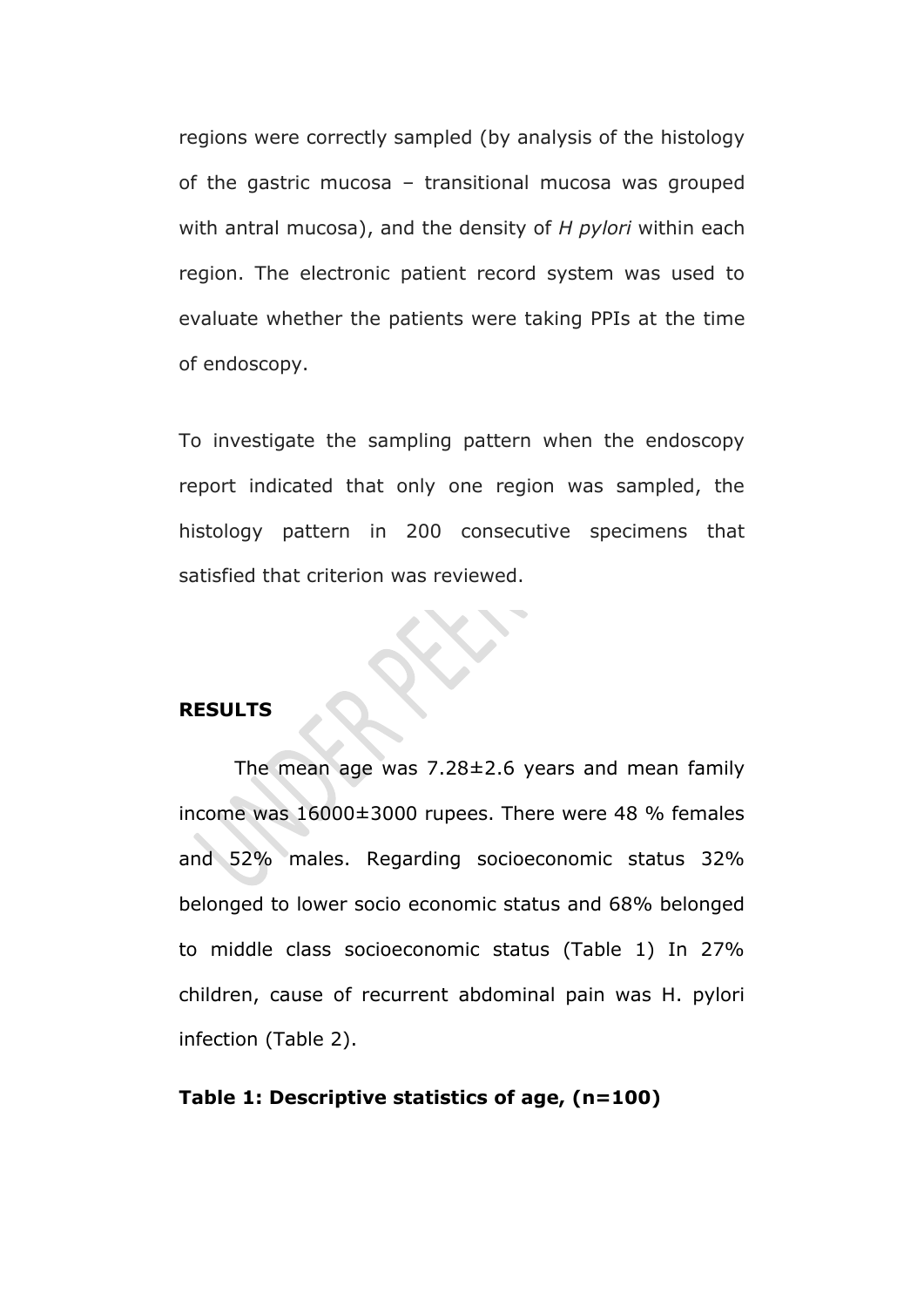regions were correctly sampled (by analysis of the histology of the gastric mucosa – transitional mucosa was grouped with antral mucosa), and the density of *H pylori* within each region. The electronic patient record system was used to evaluate whether the patients were taking PPIs at the time of endoscopy.

To investigate the sampling pattern when the endoscopy report indicated that only one region was sampled, the histology pattern in 200 consecutive specimens that satisfied that criterion was reviewed.

**RESULTS**

The mean age was 7.28±2.6 years and mean family income was 16000±3000 rupees. There were 48 % females and 52% males. Regarding socioeconomic status 32% belonged to lower socio economic status and 68% belonged to middle class socioeconomic status (Table 1) In 27% children, cause of recurrent abdominal pain was H. pylori infection (Table 2).

**Table 1: Descriptive statistics of age, (n=100)**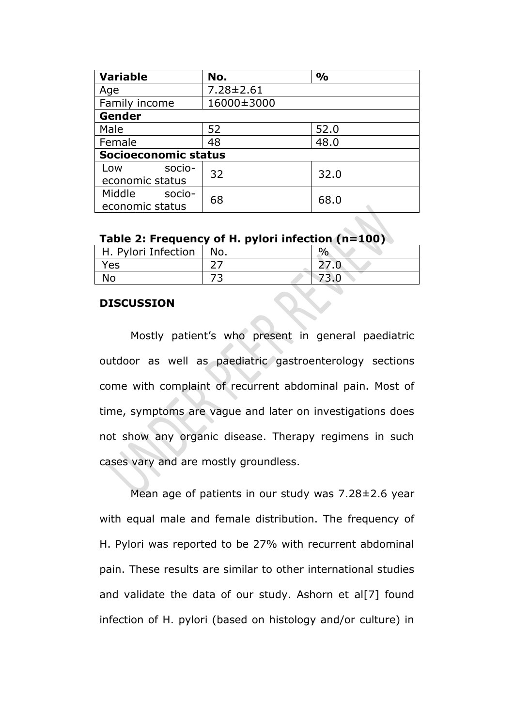| Variable | No. | % |
|---|---|---|
| Age | 7.28±2.61 | |
| Family income | 16000±3000 | |
| **Gender** | | |
| Male | 52 | 52.0 |
| Female | 48 | 48.0 |
| **Socioeconomic status** | | |
| Low socio-economic status | 32 | 32.0 |
| Middle socio-economic status | 68 | 68.0 |

**Table 2: Frequency of H. pylori infection (n=100)**

| H. Pylori Infection | No. | % |
|---|---|---|
| Yes | 27 | 27.0 |
| No | 73 | 73.0 |

**DISCUSSION**

Mostly patient's who present in general paediatric outdoor as well as paediatric gastroenterology sections come with complaint of recurrent abdominal pain. Most of time, symptoms are vague and later on investigations does not show any organic disease. Therapy regimens in such cases vary and are mostly groundless.

Mean age of patients in our study was 7.28±2.6 year with equal male and female distribution. The frequency of H. Pylori was reported to be 27% with recurrent abdominal pain. These results are similar to other international studies and validate the data of our study. Ashorn et al[7] found infection of H. pylori (based on histology and/or culture) in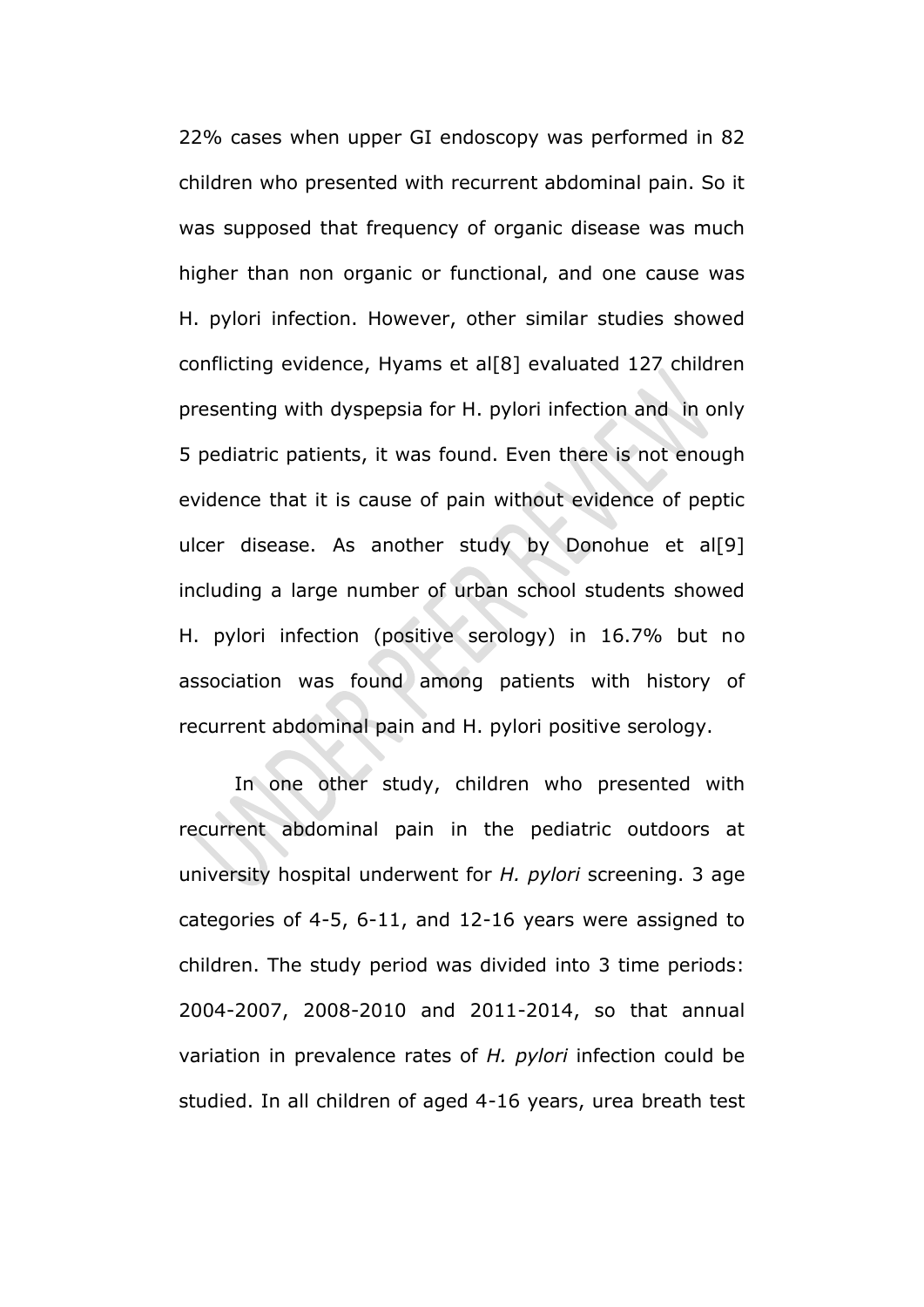22% cases when upper GI endoscopy was performed in 82 children who presented with recurrent abdominal pain. So it was supposed that frequency of organic disease was much higher than non organic or functional, and one cause was H. pylori infection. However, other similar studies showed conflicting evidence, Hyams et al[8] evaluated 127 children presenting with dyspepsia for H. pylori infection and in only 5 pediatric patients, it was found. Even there is not enough evidence that it is cause of pain without evidence of peptic ulcer disease. As another study by Donohue et al[9] including a large number of urban school students showed H. pylori infection (positive serology) in 16.7% but no association was found among patients with history of recurrent abdominal pain and H. pylori positive serology.

In one other study, children who presented with recurrent abdominal pain in the pediatric outdoors at university hospital underwent for *H. pylori* screening. 3 age categories of 4-5, 6-11, and 12-16 years were assigned to children. The study period was divided into 3 time periods: 2004-2007, 2008-2010 and 2011-2014, so that annual variation in prevalence rates of *H. pylori* infection could be studied. In all children of aged 4-16 years, urea breath test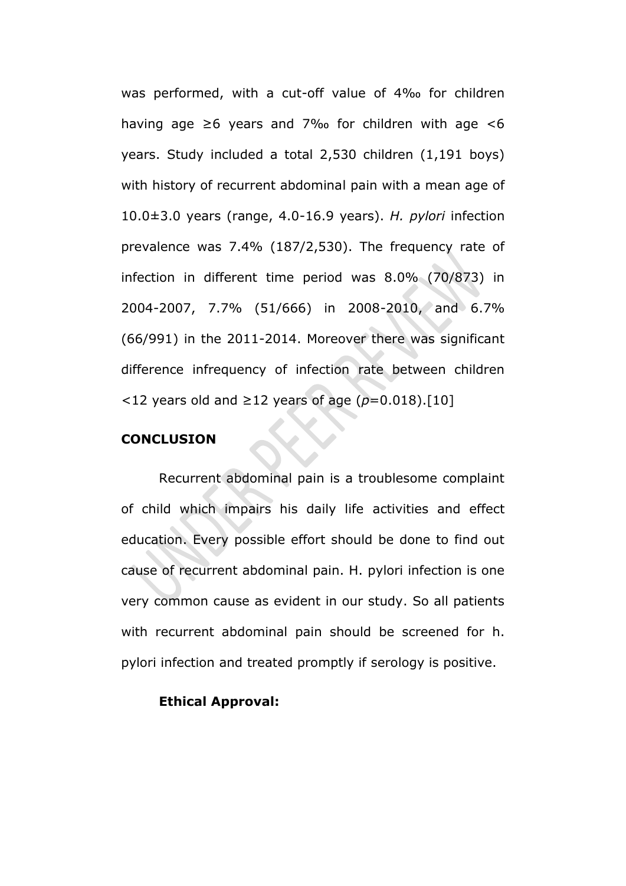was performed, with a cut-off value of 4‰ for children having age ≥6 years and 7‰ for children with age <6 years. Study included a total 2,530 children (1,191 boys) with history of recurrent abdominal pain with a mean age of 10.0±3.0 years (range, 4.0-16.9 years). *H. pylori* infection prevalence was 7.4% (187/2,530). The frequency rate of infection in different time period was 8.0% (70/873) in 2004-2007, 7.7% (51/666) in 2008-2010, and 6.7% (66/991) in the 2011-2014. Moreover there was significant difference infrequency of infection rate between children <12 years old and ≥12 years of age ($p$=0.018).[10]

**CONCLUSION**

Recurrent abdominal pain is a troublesome complaint of child which impairs his daily life activities and effect education. Every possible effort should be done to find out cause of recurrent abdominal pain. H. pylori infection is one very common cause as evident in our study. So all patients with recurrent abdominal pain should be screened for h. pylori infection and treated promptly if serology is positive.

**Ethical Approval:**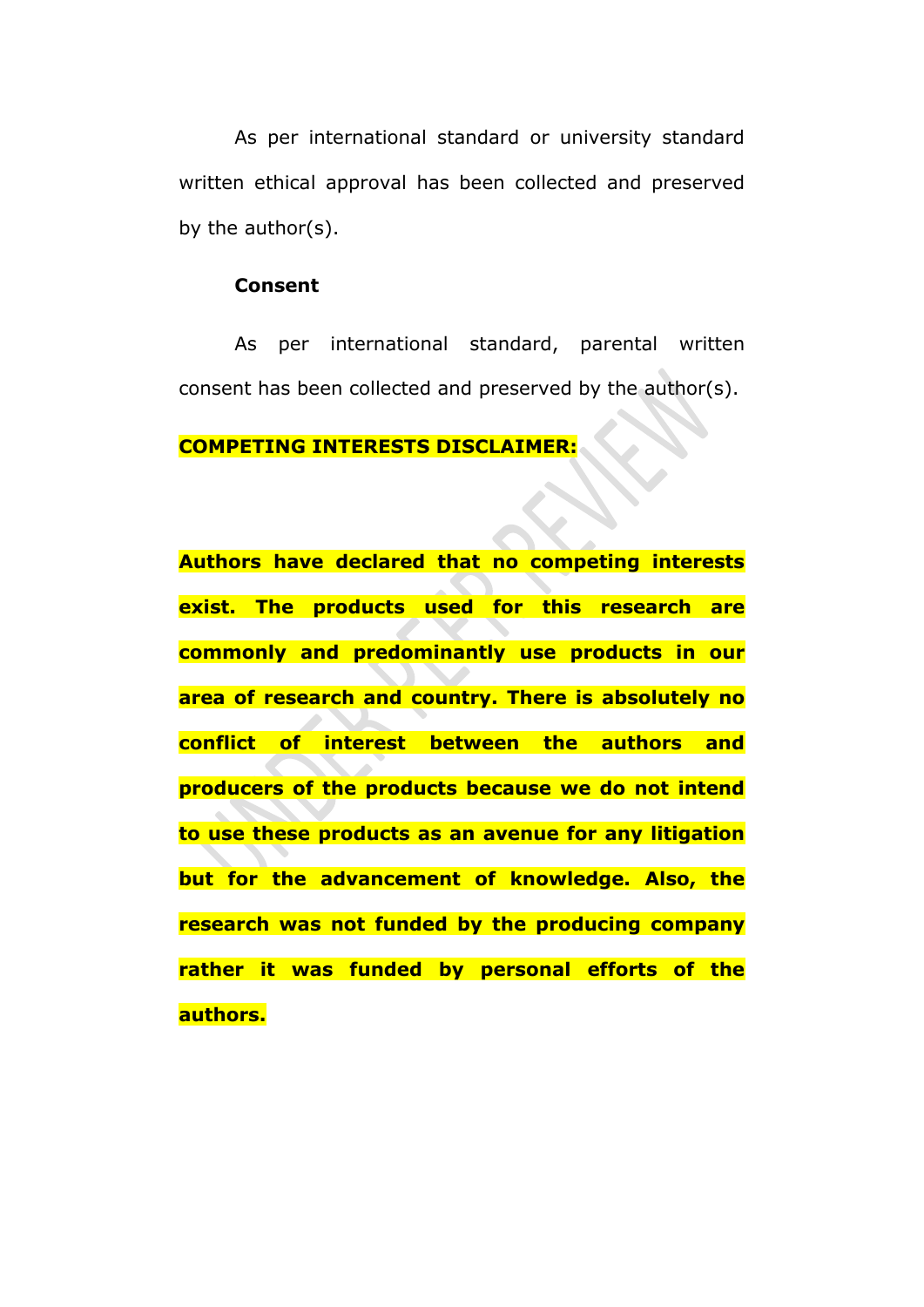As per international standard or university standard written ethical approval has been collected and preserved by the author(s).

### Consent

As per international standard, parental written consent has been collected and preserved by the author(s).

**COMPETING INTERESTS DISCLAIMER:**

**Authors have declared that no competing interests exist. The products used for this research are commonly and predominantly use products in our area of research and country. There is absolutely no conflict of interest between the authors and producers of the products because we do not intend to use these products as an avenue for any litigation but for the advancement of knowledge. Also, the research was not funded by the producing company rather it was funded by personal efforts of the authors.**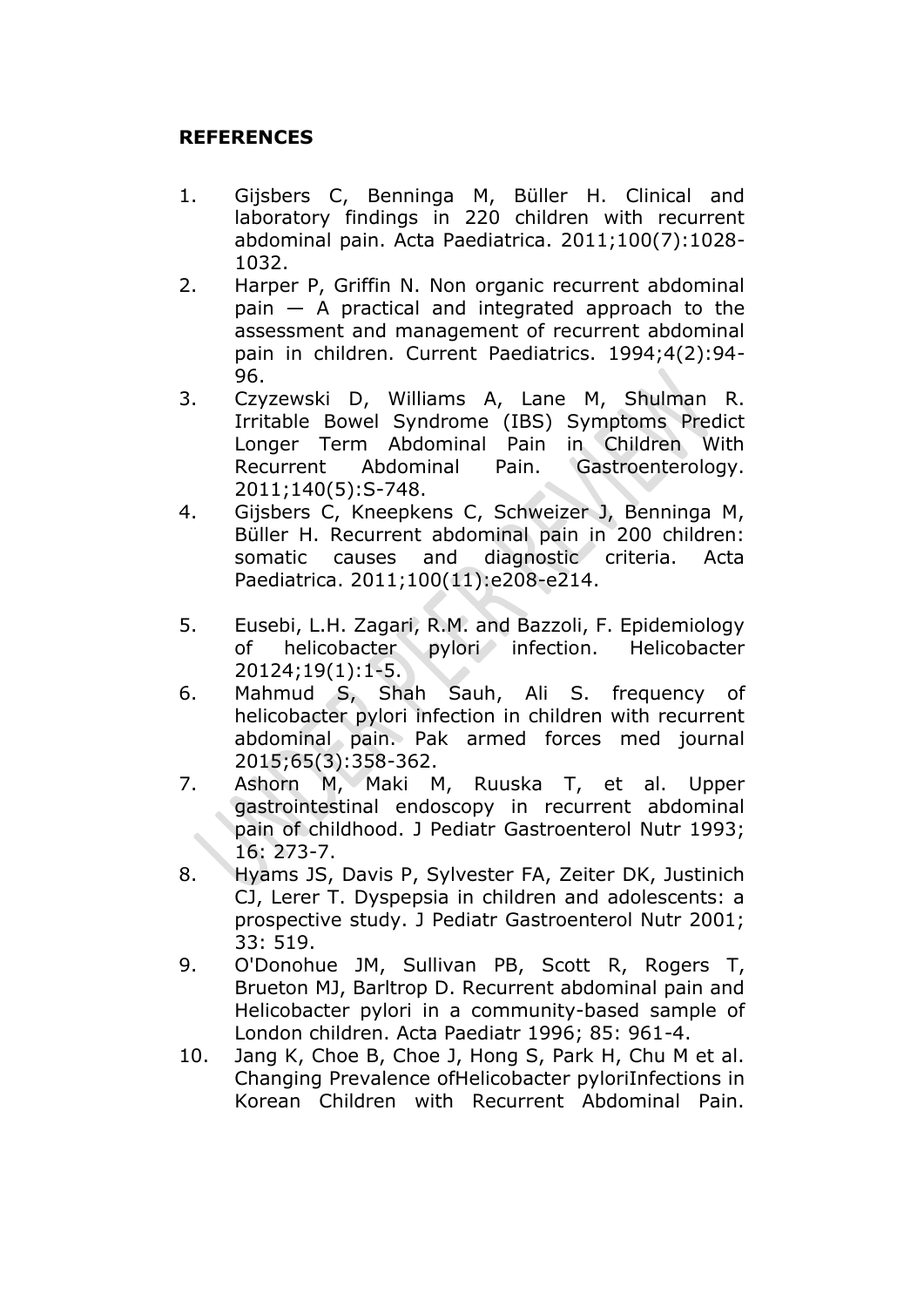**REFERENCES**

1. Gijsbers C, Benninga M, Büller H. Clinical and laboratory findings in 220 children with recurrent abdominal pain. Acta Paediatrica. 2011;100(7):1028-1032.
2. Harper P, Griffin N. Non organic recurrent abdominal pain — A practical and integrated approach to the assessment and management of recurrent abdominal pain in children. Current Paediatrics. 1994;4(2):94-96.
3. Czyzewski D, Williams A, Lane M, Shulman R. Irritable Bowel Syndrome (IBS) Symptoms Predict Longer Term Abdominal Pain in Children With Recurrent Abdominal Pain. Gastroenterology. 2011;140(5):S-748.
4. Gijsbers C, Kneepkens C, Schweizer J, Benninga M, Büller H. Recurrent abdominal pain in 200 children: somatic causes and diagnostic criteria. Acta Paediatrica. 2011;100(11):e208-e214.
5. Eusebi, L.H. Zagari, R.M. and Bazzoli, F. Epidemiology of helicobacter pylori infection. Helicobacter 20124;19(1):1-5.
6. Mahmud S, Shah Sauh, Ali S. frequency of helicobacter pylori infection in children with recurrent abdominal pain. Pak armed forces med journal 2015;65(3):358-362.
7. Ashorn M, Maki M, Ruuska T, et al. Upper gastrointestinal endoscopy in recurrent abdominal pain of childhood. J Pediatr Gastroenterol Nutr 1993; 16: 273-7.
8. Hyams JS, Davis P, Sylvester FA, Zeiter DK, Justinich CJ, Lerer T. Dyspepsia in children and adolescents: a prospective study. J Pediatr Gastroenterol Nutr 2001; 33: 519.
9. O'Donohue JM, Sullivan PB, Scott R, Rogers T, Brueton MJ, Barltrop D. Recurrent abdominal pain and Helicobacter pylori in a community-based sample of London children. Acta Paediatr 1996; 85: 961-4.
10. Jang K, Choe B, Choe J, Hong S, Park H, Chu M et al. Changing Prevalence ofHelicobacter pyloriInfections in Korean Children with Recurrent Abdominal Pain.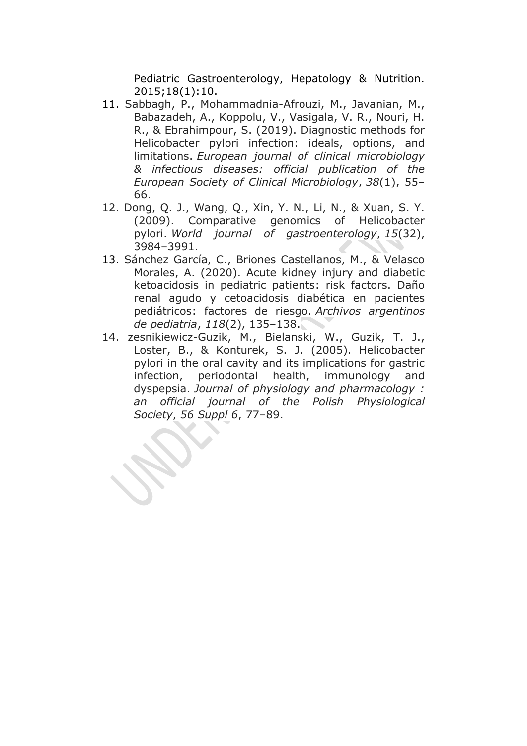Pediatric Gastroenterology, Hepatology & Nutrition. 2015;18(1):10.

11. Sabbagh, P., Mohammadnia-Afrouzi, M., Javanian, M., Babazadeh, A., Koppolu, V., Vasigala, V. R., Nouri, H. R., & Ebrahimpour, S. (2019). Diagnostic methods for Helicobacter pylori infection: ideals, options, and limitations. *European journal of clinical microbiology & infectious diseases: official publication of the European Society of Clinical Microbiology*, *38*(1), 55–66.
12. Dong, Q. J., Wang, Q., Xin, Y. N., Li, N., & Xuan, S. Y. (2009). Comparative genomics of Helicobacter pylori. *World journal of gastroenterology*, *15*(32), 3984–3991.
13. Sánchez García, C., Briones Castellanos, M., & Velasco Morales, A. (2020). Acute kidney injury and diabetic ketoacidosis in pediatric patients: risk factors. Daño renal agudo y cetoacidosis diabética en pacientes pediátricos: factores de riesgo. *Archivos argentinos de pediatria*, *118*(2), 135–138.
14. zesnikiewicz-Guzik, M., Bielanski, W., Guzik, T. J., Loster, B., & Konturek, S. J. (2005). Helicobacter pylori in the oral cavity and its implications for gastric infection, periodontal health, immunology and dyspepsia. *Journal of physiology and pharmacology : an official journal of the Polish Physiological Society*, *56 Suppl 6*, 77–89.